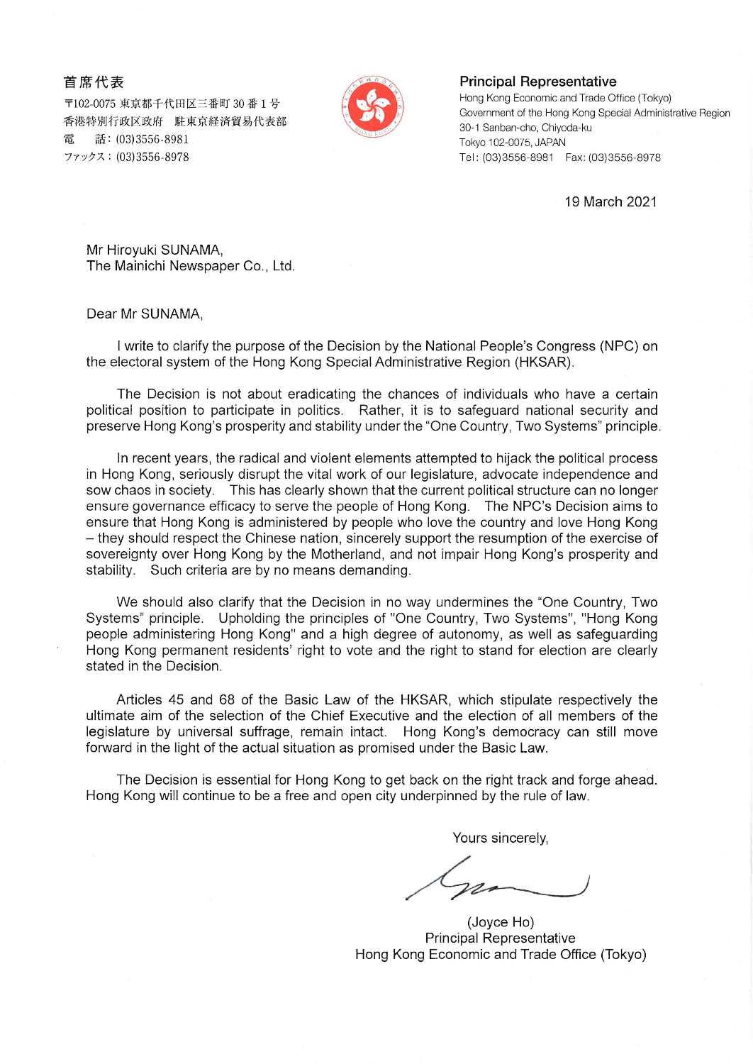**首席代表**

〒102-0075 東京都千代田区三番町 30 番 1 号
香港特別行政区政府　駐東京経済貿易代表部
電　話：(03)3556-8981
ファックス：(03)3556-8978

**Principal Representative**

Hong Kong Economic and Trade Office (Tokyo)
Government of the Hong Kong Special Administrative Region
30-1 Sanban-cho, Chiyoda-ku
Tokyo 102-0075, JAPAN
Tel: (03)3556-8981 Fax: (03)3556-8978

19 March 2021

Mr Hiroyuki SUNAMA,
The Mainichi Newspaper Co., Ltd.

Dear Mr SUNAMA,

I write to clarify the purpose of the Decision by the National People's Congress (NPC) on the electoral system of the Hong Kong Special Administrative Region (HKSAR).

The Decision is not about eradicating the chances of individuals who have a certain political position to participate in politics. Rather, it is to safeguard national security and preserve Hong Kong's prosperity and stability under the "One Country, Two Systems" principle.

In recent years, the radical and violent elements attempted to hijack the political process in Hong Kong, seriously disrupt the vital work of our legislature, advocate independence and sow chaos in society. This has clearly shown that the current political structure can no longer ensure governance efficacy to serve the people of Hong Kong. The NPC's Decision aims to ensure that Hong Kong is administered by people who love the country and love Hong Kong – they should respect the Chinese nation, sincerely support the resumption of the exercise of sovereignty over Hong Kong by the Motherland, and not impair Hong Kong's prosperity and stability. Such criteria are by no means demanding.

We should also clarify that the Decision in no way undermines the "One Country, Two Systems" principle. Upholding the principles of "One Country, Two Systems", "Hong Kong people administering Hong Kong" and a high degree of autonomy, as well as safeguarding Hong Kong permanent residents' right to vote and the right to stand for election are clearly stated in the Decision.

Articles 45 and 68 of the Basic Law of the HKSAR, which stipulate respectively the ultimate aim of the selection of the Chief Executive and the election of all members of the legislature by universal suffrage, remain intact. Hong Kong's democracy can still move forward in the light of the actual situation as promised under the Basic Law.

The Decision is essential for Hong Kong to get back on the right track and forge ahead. Hong Kong will continue to be a free and open city underpinned by the rule of law.

Yours sincerely,

(Joyce Ho)
Principal Representative
Hong Kong Economic and Trade Office (Tokyo)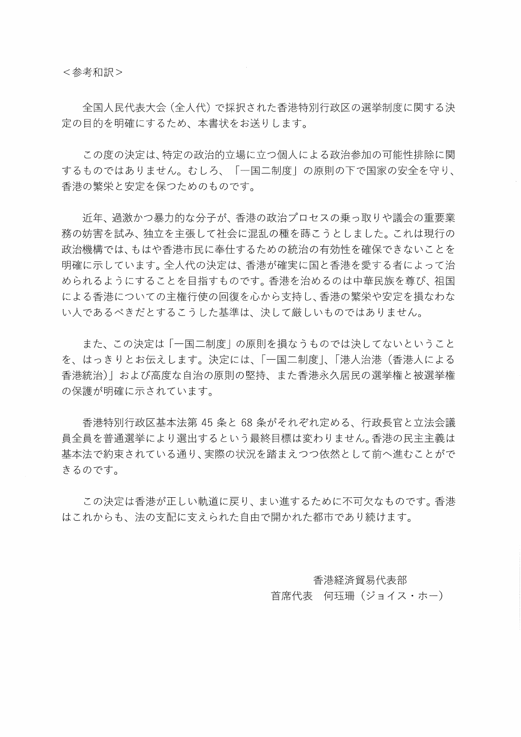＜参考和訳＞

全国人民代表大会（全人代）で採択された香港特別行政区の選挙制度に関する決定の目的を明確にするため、本書状をお送りします。

この度の決定は、特定の政治的立場に立つ個人による政治参加の可能性排除に関するものではありません。むしろ、「一国二制度」の原則の下で国家の安全を守り、香港の繁栄と安定を保つためのものです。

近年、過激かつ暴力的な分子が、香港の政治プロセスの乗っ取りや議会の重要業務の妨害を試み、独立を主張して社会に混乱の種を蒔こうとしました。これは現行の政治機構では、もはや香港市民に奉仕するための統治の有効性を確保できないことを明確に示しています。全人代の決定は、香港が確実に国と香港を愛する者によって治められるようにすることを目指すものです。香港を治めるのは中華民族を尊び、祖国による香港についての主権行使の回復を心から支持し、香港の繁栄や安定を損なわない人であるべきだとするこうした基準は、決して厳しいものではありません。

また、この決定は「一国二制度」の原則を損なうものでは決してないということを、はっきりとお伝えします。決定には、「一国二制度」、「港人治港（香港人による香港統治）」および高度な自治の原則の堅持、また香港永久居民の選挙権と被選挙権の保護が明確に示されています。

香港特別行政区基本法第 45 条と 68 条がそれぞれ定める、行政長官と立法会議員全員を普通選挙により選出するという最終目標は変わりません。香港の民主主義は基本法で約束されている通り、実際の状況を踏まえつつ依然として前へ進むことができるのです。

この決定は香港が正しい軌道に戻り、まい進するために不可欠なものです。香港はこれからも、法の支配に支えられた自由で開かれた都市であり続けます。

香港経済貿易代表部
首席代表　何珏珊（ジョイス・ホー）